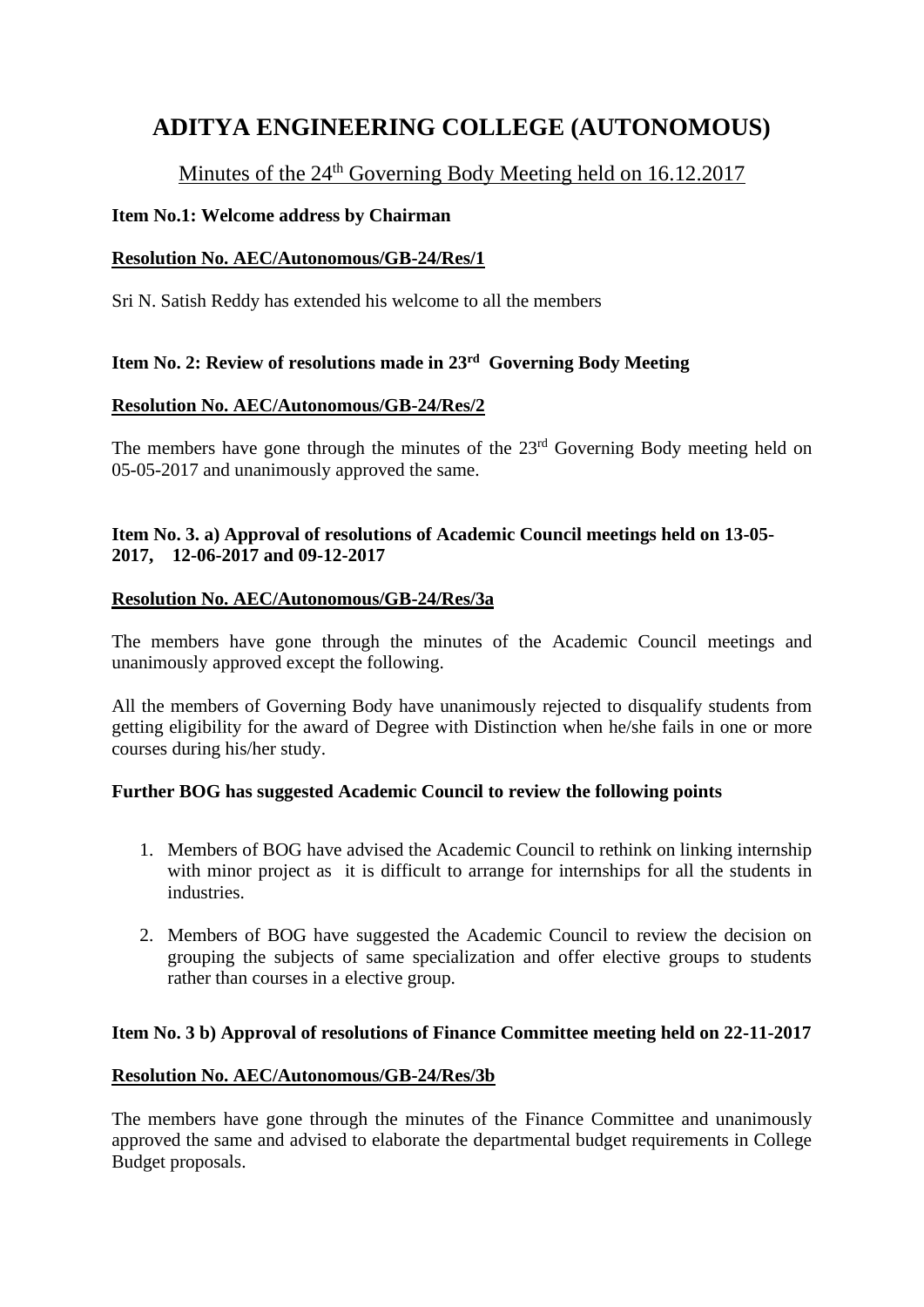# ADITYA ENGINEERING COLLEGE (AUTONOMOUS)

## Minutes of the 24th Governing Body Meeting held on 16.12.2017

**Item No.1: Welcome address by Chairman**

**Resolution No. AEC/Autonomous/GB-24/Res/1**

Sri N. Satish Reddy has extended his welcome to all the members

**Item No. 2: Review of resolutions made in 23rd Governing Body Meeting**

**Resolution No. AEC/Autonomous/GB-24/Res/2**

The members have gone through the minutes of the 23rd Governing Body meeting held on 05-05-2017 and unanimously approved the same.

**Item No. 3. a) Approval of resolutions of Academic Council meetings held on 13-05-2017, 12-06-2017 and 09-12-2017**

**Resolution No. AEC/Autonomous/GB-24/Res/3a**

The members have gone through the minutes of the Academic Council meetings and unanimously approved except the following.

All the members of Governing Body have unanimously rejected to disqualify students from getting eligibility for the award of Degree with Distinction when he/she fails in one or more courses during his/her study.

**Further BOG has suggested Academic Council to review the following points**

1. Members of BOG have advised the Academic Council to rethink on linking internship with minor project as it is difficult to arrange for internships for all the students in industries.
2. Members of BOG have suggested the Academic Council to review the decision on grouping the subjects of same specialization and offer elective groups to students rather than courses in a elective group.

**Item No. 3 b) Approval of resolutions of Finance Committee meeting held on 22-11-2017**

**Resolution No. AEC/Autonomous/GB-24/Res/3b**

The members have gone through the minutes of the Finance Committee and unanimously approved the same and advised to elaborate the departmental budget requirements in College Budget proposals.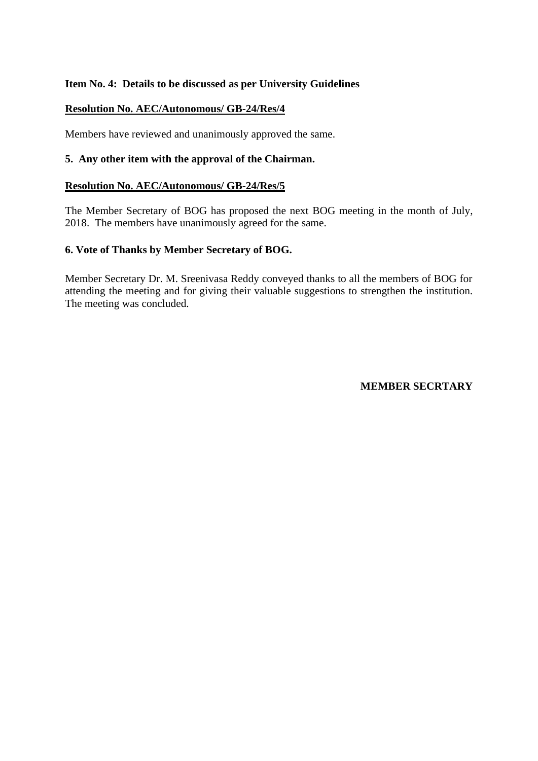**Item No. 4: Details to be discussed as per University Guidelines**

**Resolution No. AEC/Autonomous/ GB-24/Res/4**

Members have reviewed and unanimously approved the same.

**5. Any other item with the approval of the Chairman.**

**Resolution No. AEC/Autonomous/ GB-24/Res/5**

The Member Secretary of BOG has proposed the next BOG meeting in the month of July, 2018. The members have unanimously agreed for the same.

**6. Vote of Thanks by Member Secretary of BOG.**

Member Secretary Dr. M. Sreenivasa Reddy conveyed thanks to all the members of BOG for attending the meeting and for giving their valuable suggestions to strengthen the institution. The meeting was concluded.

**MEMBER SECRTARY**